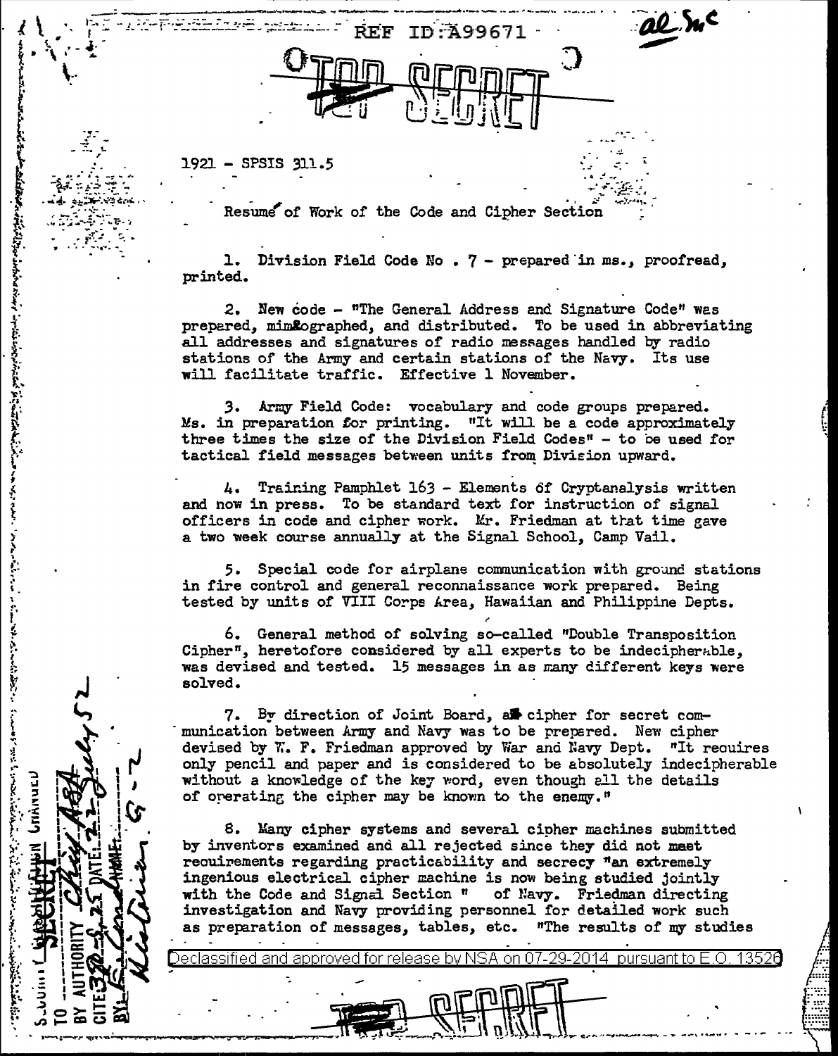REF ID:A99671

TOP SECRET

1921 - SPSIS 311.5

Resumé of Work of the Code and Cipher Section

1. Division Field Code No . 7 - prepared in ms., proofread, printed.

2. New code - "The General Address and Signature Code" was prepared, mimeographed, and distributed. To be used in abbreviating all addresses and signatures of radio messages handled by radio stations of the Army and certain stations of the Navy. Its use will facilitate traffic. Effective 1 November.

3. Army Field Code: vocabulary and code groups prepared. Ms. in preparation for printing. "It will be a code approximately three times the size of the Division Field Codes" - to be used for tactical field messages between units from Division upward.

4. Training Pamphlet 163 - Elements of Cryptanalysis written and now in press. To be standard text for instruction of signal officers in code and cipher work. Mr. Friedman at that time gave a two week course annually at the Signal School, Camp Vail.

5. Special code for airplane communication with ground stations in fire control and general reconnaissance work prepared. Being tested by units of VIII Corps Area, Hawaiian and Philippine Depts.

6. General method of solving so-called "Double Transposition Cipher", heretofore considered by all experts to be indecipherable, was devised and tested. 15 messages in as many different keys were solved.

7. By direction of Joint Board, a cipher for secret communication between Army and Navy was to be prepared. New cipher devised by W. F. Friedman approved by War and Navy Dept. "It requires only pencil and paper and is considered to be absolutely indecipherable without a knowledge of the key word, even though all the details of operating the cipher may be known to the enemy."

8. Many cipher systems and several cipher machines submitted by inventors examined and all rejected since they did not meet requirements regarding practicability and secrecy "an extremely ingenious electrical cipher machine is now being studied jointly with the Code and Signal Section " of Navy. Friedman directing investigation and Navy providing personnel for detailed work such as preparation of messages, tables, etc. "The results of my studies

Declassified and approved for release by NSA on 07-29-2014 pursuant to E.O. 13526

TOP SECRET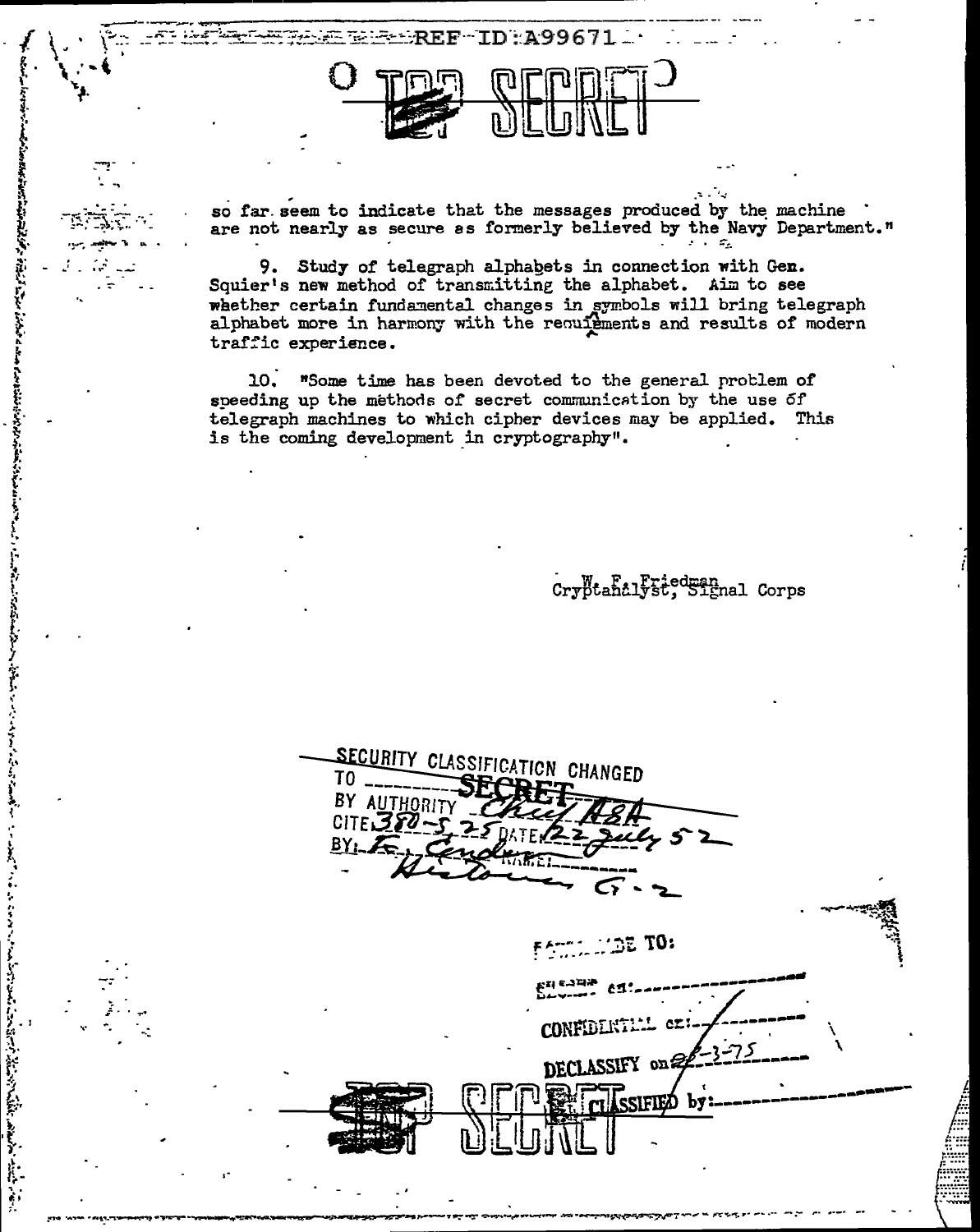so far seem to indicate that the messages produced by the machine are not nearly as secure as formerly believed by the Navy Department."

9. Study of telegraph alphabets in connection with Gen. Squier's new method of transmitting the alphabet. Aim to see whether certain fundamental changes in symbols will bring telegraph alphabet more in harmony with the requirements and results of modern traffic experience.

10. "Some time has been devoted to the general problem of speeding up the methods of secret communication by the use of telegraph machines to which cipher devices may be applied. This is the coming development in cryptography".

W. F. Friedman
Cryptanalyst, Signal Corps

SECURITY CLASSIFICATION CHANGED
TO SECRET
BY AUTHORITY Chief ASA
CITE 380-5 25 DATE 22 July 52
BY: F. Cender
NAME
Historian G-2

DOWNGRADE TO:
SECRET ON:
CONFIDENTIAL ON:
DECLASSIFY ON 27-3-75
CLASSIFIED BY: